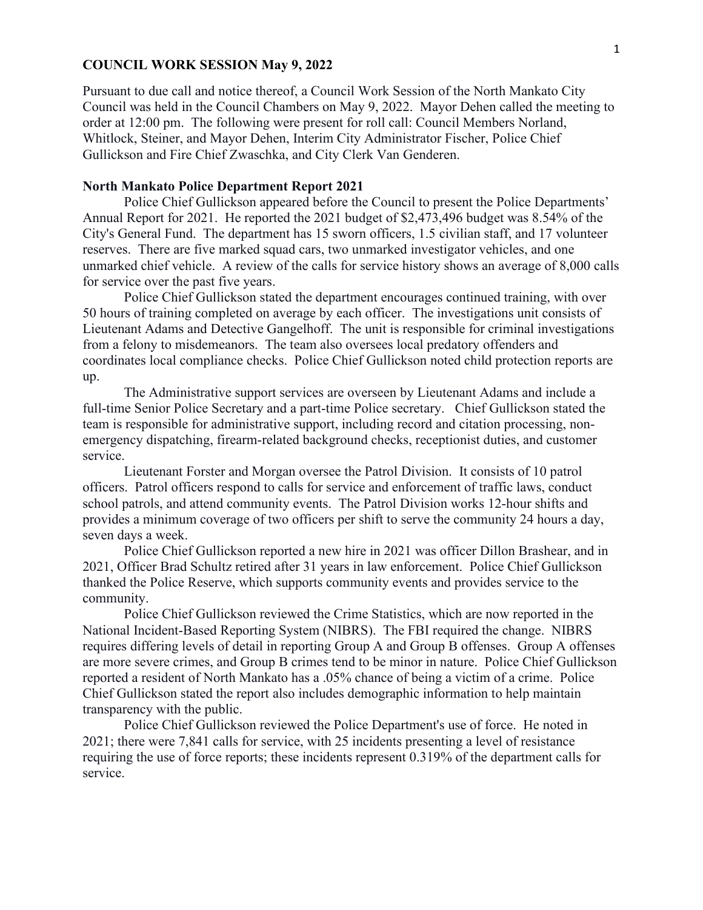# COUNCIL WORK SESSION May 9, 2022

Pursuant to due call and notice thereof, a Council Work Session of the North Mankato City Council was held in the Council Chambers on May 9, 2022. Mayor Dehen called the meeting to order at 12:00 pm. The following were present for roll call: Council Members Norland, Whitlock, Steiner, and Mayor Dehen, Interim City Administrator Fischer, Police Chief Gullickson and Fire Chief Zwaschka, and City Clerk Van Genderen.

## North Mankato Police Department Report 2021

Police Chief Gullickson appeared before the Council to present the Police Departments' Annual Report for 2021. He reported the 2021 budget of $2,473,496 budget was 8.54% of the City's General Fund. The department has 15 sworn officers, 1.5 civilian staff, and 17 volunteer reserves. There are five marked squad cars, two unmarked investigator vehicles, and one unmarked chief vehicle. A review of the calls for service history shows an average of 8,000 calls for service over the past five years.

Police Chief Gullickson stated the department encourages continued training, with over 50 hours of training completed on average by each officer. The investigations unit consists of Lieutenant Adams and Detective Gangelhoff. The unit is responsible for criminal investigations from a felony to misdemeanors. The team also oversees local predatory offenders and coordinates local compliance checks. Police Chief Gullickson noted child protection reports are up.

The Administrative support services are overseen by Lieutenant Adams and include a full-time Senior Police Secretary and a part-time Police secretary. Chief Gullickson stated the team is responsible for administrative support, including record and citation processing, non-emergency dispatching, firearm-related background checks, receptionist duties, and customer service.

Lieutenant Forster and Morgan oversee the Patrol Division. It consists of 10 patrol officers. Patrol officers respond to calls for service and enforcement of traffic laws, conduct school patrols, and attend community events. The Patrol Division works 12-hour shifts and provides a minimum coverage of two officers per shift to serve the community 24 hours a day, seven days a week.

Police Chief Gullickson reported a new hire in 2021 was officer Dillon Brashear, and in 2021, Officer Brad Schultz retired after 31 years in law enforcement. Police Chief Gullickson thanked the Police Reserve, which supports community events and provides service to the community.

Police Chief Gullickson reviewed the Crime Statistics, which are now reported in the National Incident-Based Reporting System (NIBRS). The FBI required the change. NIBRS requires differing levels of detail in reporting Group A and Group B offenses. Group A offenses are more severe crimes, and Group B crimes tend to be minor in nature. Police Chief Gullickson reported a resident of North Mankato has a .05% chance of being a victim of a crime. Police Chief Gullickson stated the report also includes demographic information to help maintain transparency with the public.

Police Chief Gullickson reviewed the Police Department's use of force. He noted in 2021; there were 7,841 calls for service, with 25 incidents presenting a level of resistance requiring the use of force reports; these incidents represent 0.319% of the department calls for service.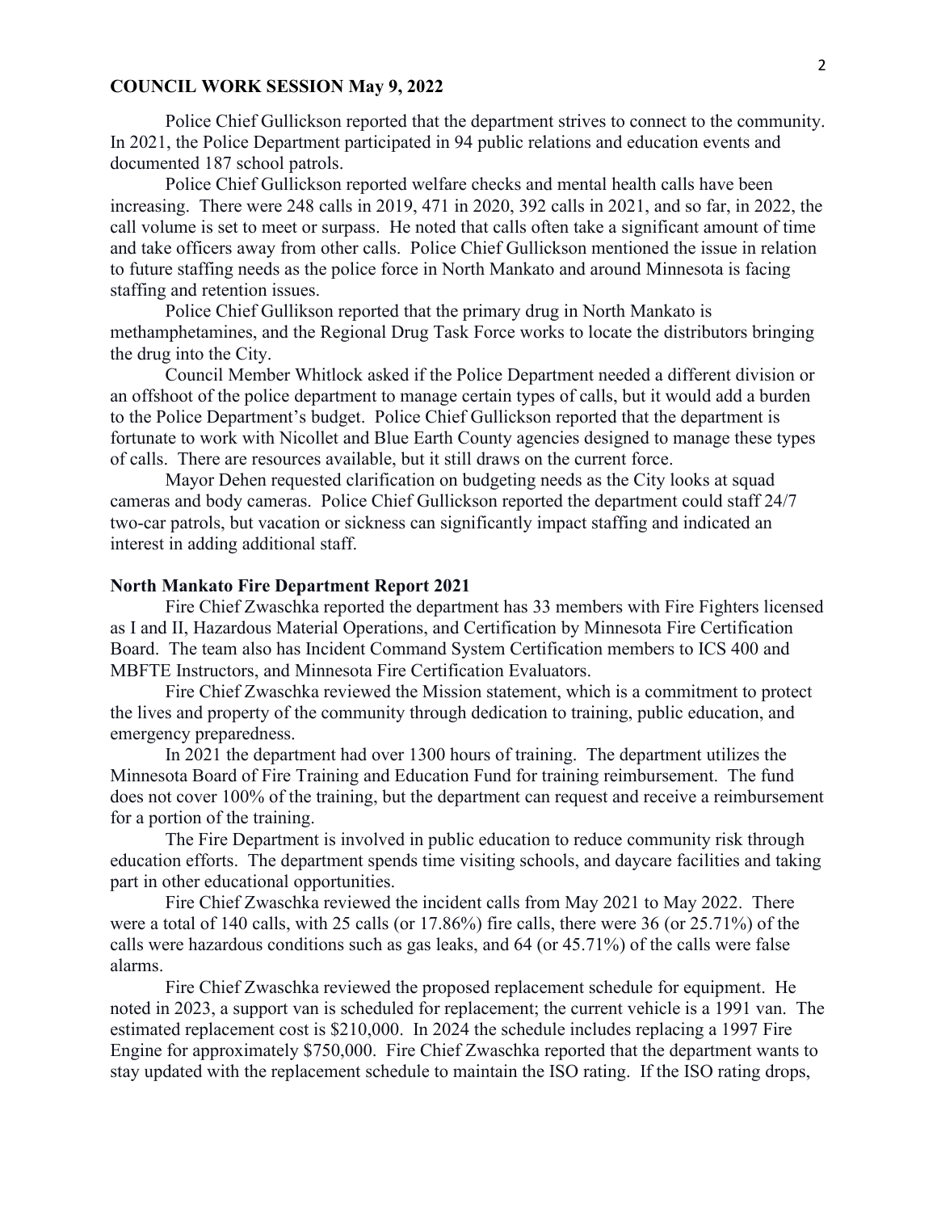**COUNCIL WORK SESSION May 9, 2022**

Police Chief Gullickson reported that the department strives to connect to the community. In 2021, the Police Department participated in 94 public relations and education events and documented 187 school patrols.

Police Chief Gullickson reported welfare checks and mental health calls have been increasing. There were 248 calls in 2019, 471 in 2020, 392 calls in 2021, and so far, in 2022, the call volume is set to meet or surpass. He noted that calls often take a significant amount of time and take officers away from other calls. Police Chief Gullickson mentioned the issue in relation to future staffing needs as the police force in North Mankato and around Minnesota is facing staffing and retention issues.

Police Chief Gullikson reported that the primary drug in North Mankato is methamphetamines, and the Regional Drug Task Force works to locate the distributors bringing the drug into the City.

Council Member Whitlock asked if the Police Department needed a different division or an offshoot of the police department to manage certain types of calls, but it would add a burden to the Police Department's budget. Police Chief Gullickson reported that the department is fortunate to work with Nicollet and Blue Earth County agencies designed to manage these types of calls. There are resources available, but it still draws on the current force.

Mayor Dehen requested clarification on budgeting needs as the City looks at squad cameras and body cameras. Police Chief Gullickson reported the department could staff 24/7 two-car patrols, but vacation or sickness can significantly impact staffing and indicated an interest in adding additional staff.

**North Mankato Fire Department Report 2021**

Fire Chief Zwaschka reported the department has 33 members with Fire Fighters licensed as I and II, Hazardous Material Operations, and Certification by Minnesota Fire Certification Board. The team also has Incident Command System Certification members to ICS 400 and MBFTE Instructors, and Minnesota Fire Certification Evaluators.

Fire Chief Zwaschka reviewed the Mission statement, which is a commitment to protect the lives and property of the community through dedication to training, public education, and emergency preparedness.

In 2021 the department had over 1300 hours of training. The department utilizes the Minnesota Board of Fire Training and Education Fund for training reimbursement. The fund does not cover 100% of the training, but the department can request and receive a reimbursement for a portion of the training.

The Fire Department is involved in public education to reduce community risk through education efforts. The department spends time visiting schools, and daycare facilities and taking part in other educational opportunities.

Fire Chief Zwaschka reviewed the incident calls from May 2021 to May 2022. There were a total of 140 calls, with 25 calls (or 17.86%) fire calls, there were 36 (or 25.71%) of the calls were hazardous conditions such as gas leaks, and 64 (or 45.71%) of the calls were false alarms.

Fire Chief Zwaschka reviewed the proposed replacement schedule for equipment. He noted in 2023, a support van is scheduled for replacement; the current vehicle is a 1991 van. The estimated replacement cost is $210,000. In 2024 the schedule includes replacing a 1997 Fire Engine for approximately $750,000. Fire Chief Zwaschka reported that the department wants to stay updated with the replacement schedule to maintain the ISO rating. If the ISO rating drops,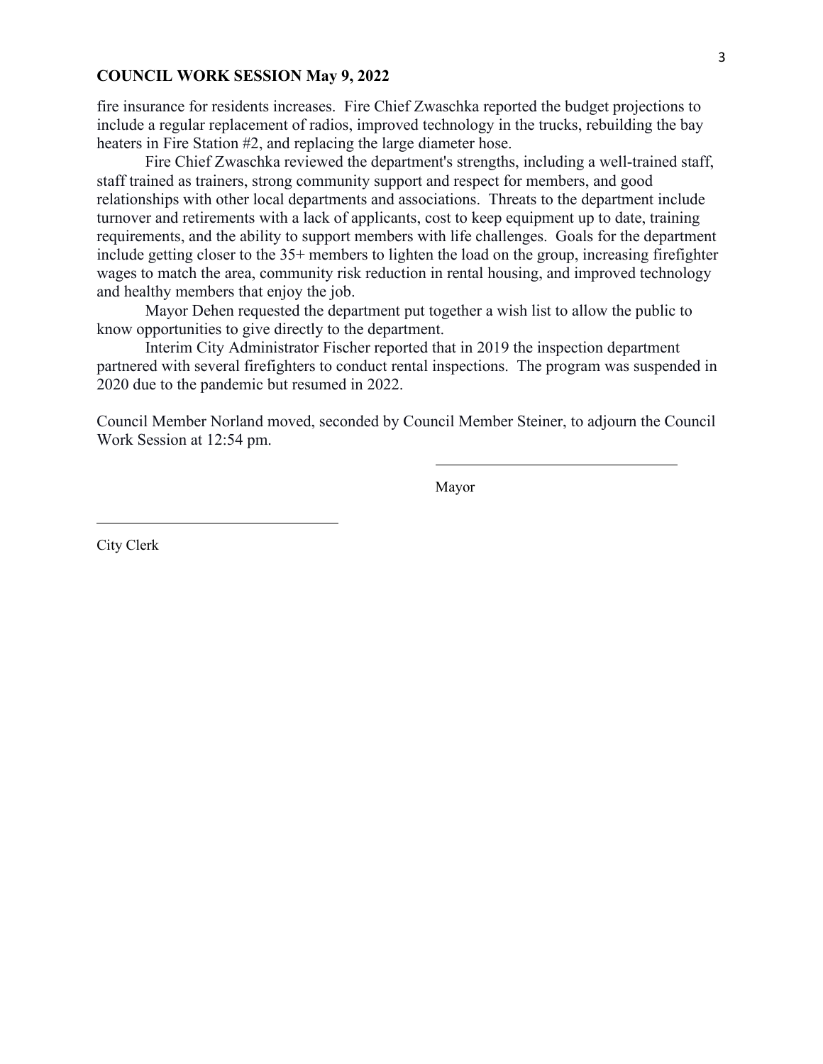fire insurance for residents increases. Fire Chief Zwaschka reported the budget projections to include a regular replacement of radios, improved technology in the trucks, rebuilding the bay heaters in Fire Station #2, and replacing the large diameter hose.

Fire Chief Zwaschka reviewed the department's strengths, including a well-trained staff, staff trained as trainers, strong community support and respect for members, and good relationships with other local departments and associations. Threats to the department include turnover and retirements with a lack of applicants, cost to keep equipment up to date, training requirements, and the ability to support members with life challenges. Goals for the department include getting closer to the 35+ members to lighten the load on the group, increasing firefighter wages to match the area, community risk reduction in rental housing, and improved technology and healthy members that enjoy the job.

Mayor Dehen requested the department put together a wish list to allow the public to know opportunities to give directly to the department.

Interim City Administrator Fischer reported that in 2019 the inspection department partnered with several firefighters to conduct rental inspections. The program was suspended in 2020 due to the pandemic but resumed in 2022.

Council Member Norland moved, seconded by Council Member Steiner, to adjourn the Council Work Session at 12:54 pm.

\_\_\_\_\_\_\_\_\_\_\_\_\_\_\_\_\_\_\_\_\_\_\_\_\_\_\_\_\_\_\_\_

Mayor

\_\_\_\_\_\_\_\_\_\_\_\_\_\_\_\_\_\_\_\_\_\_\_\_\_\_\_\_\_\_\_\_

City Clerk